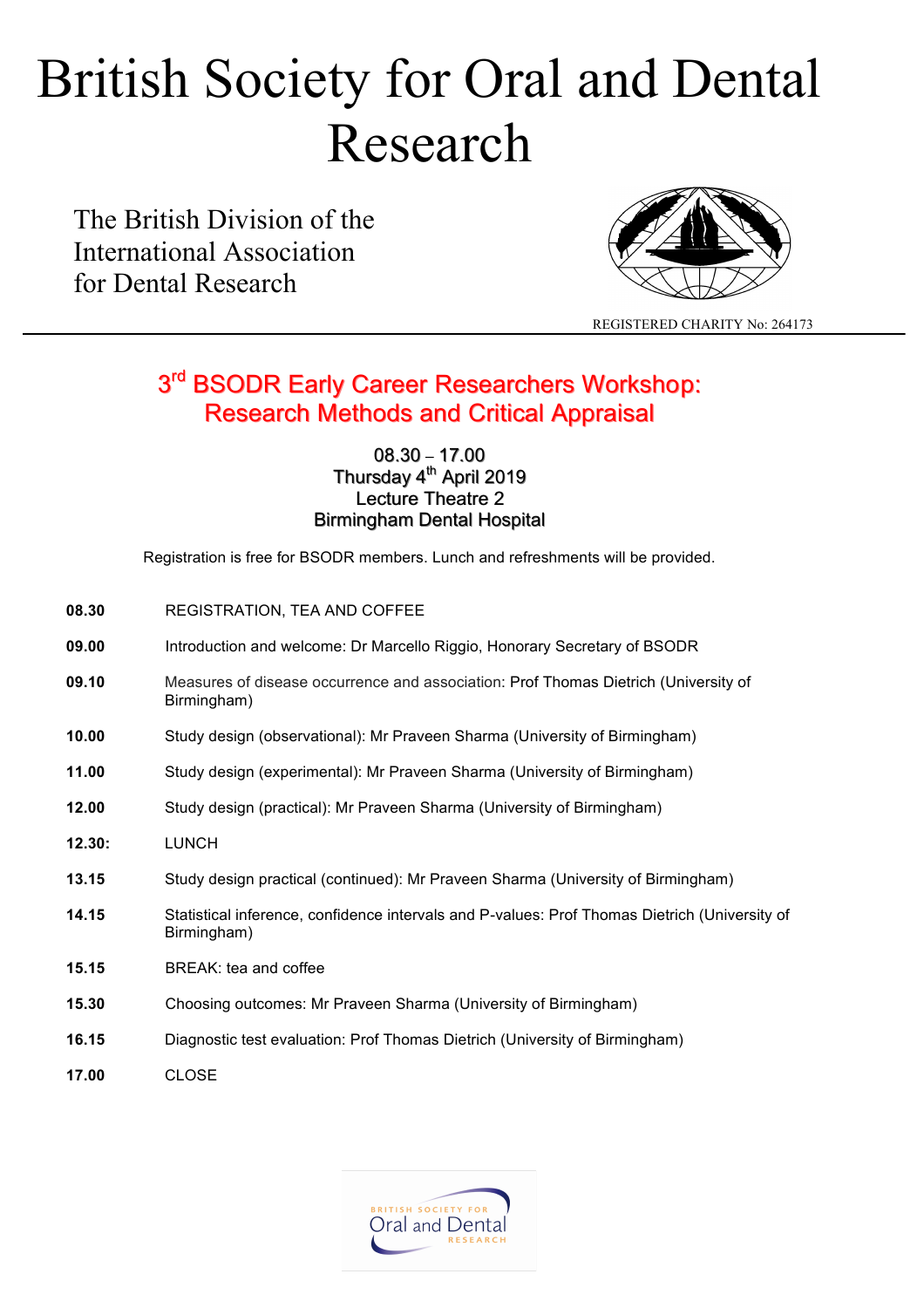# British Society for Oral and Dental Research

The British Division of the International Association for Dental Research

REGISTERED CHARITY No: 264173

## 3rd BSODR Early Career Researchers Workshop: Research Methods and Critical Appraisal

08.30 – 17.00
Thursday 4th April 2019
Lecture Theatre 2
Birmingham Dental Hospital

Registration is free for BSODR members. Lunch and refreshments will be provided.

| | |
|---|---|
| **08.30** | REGISTRATION, TEA AND COFFEE |
| **09.00** | Introduction and welcome: Dr Marcello Riggio, Honorary Secretary of BSODR |
| **09.10** | Measures of disease occurrence and association: Prof Thomas Dietrich (University of Birmingham) |
| **10.00** | Study design (observational): Mr Praveen Sharma (University of Birmingham) |
| **11.00** | Study design (experimental): Mr Praveen Sharma (University of Birmingham) |
| **12.00** | Study design (practical): Mr Praveen Sharma (University of Birmingham) |
| **12.30:** | LUNCH |
| **13.15** | Study design practical (continued): Mr Praveen Sharma (University of Birmingham) |
| **14.15** | Statistical inference, confidence intervals and P-values: Prof Thomas Dietrich (University of Birmingham) |
| **15.15** | BREAK: tea and coffee |
| **15.30** | Choosing outcomes: Mr Praveen Sharma (University of Birmingham) |
| **16.15** | Diagnostic test evaluation: Prof Thomas Dietrich (University of Birmingham) |
| **17.00** | CLOSE |

BRITISH SOCIETY FOR Oral and Dental RESEARCH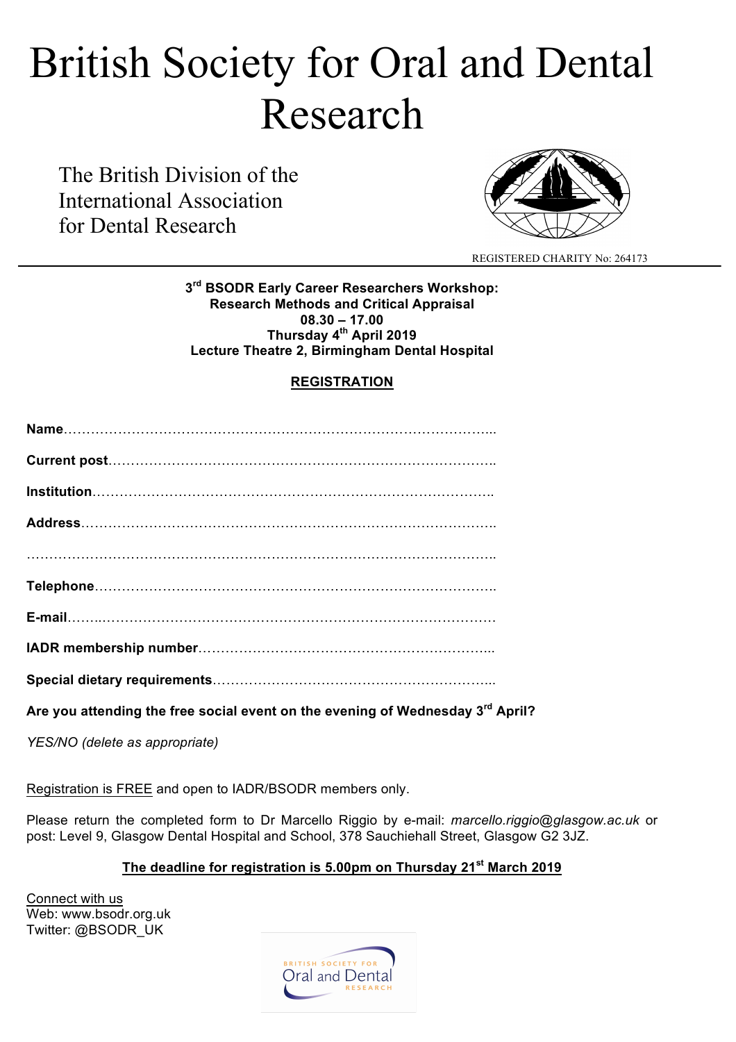# British Society for Oral and Dental Research

The British Division of the International Association for Dental Research

REGISTERED CHARITY No: 264173

**3rd BSODR Early Career Researchers Workshop:**
**Research Methods and Critical Appraisal**
**08.30 – 17.00**
**Thursday 4th April 2019**
**Lecture Theatre 2, Birmingham Dental Hospital**

## REGISTRATION

**Name**……………………………………………………………………………………...

**Current post**……………………………………………………………………………..

**Institution**……………………………………………………………………………..

**Address**………………………………………………………………………………..

………………………………………………………………………………………………..

**Telephone**……………………………………………………………………………..

**E-mail**…………………………………………………………………………………

**IADR membership number**…………………………………………………………...

**Special dietary requirements**…………………………………………………………...

**Are you attending the free social event on the evening of Wednesday 3rd April?**

*YES/NO (delete as appropriate)*

Registration is FREE and open to IADR/BSODR members only.

Please return the completed form to Dr Marcello Riggio by e-mail: *marcello.riggio@glasgow.ac.uk* or post: Level 9, Glasgow Dental Hospital and School, 378 Sauchiehall Street, Glasgow G2 3JZ.

**The deadline for registration is 5.00pm on Thursday 21st March 2019**

Connect with us
Web: www.bsodr.org.uk
Twitter: @BSODR_UK

BRITISH SOCIETY FOR Oral and Dental RESEARCH